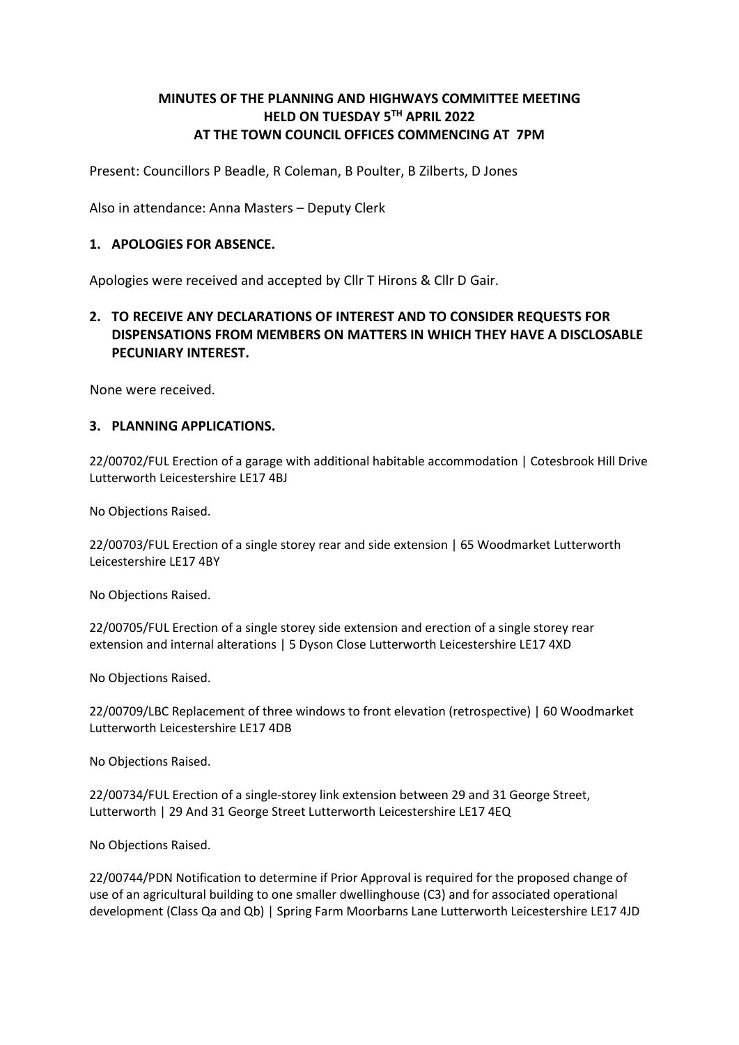# MINUTES OF THE PLANNING AND HIGHWAYS COMMITTEE MEETING HELD ON TUESDAY 5TH APRIL 2022 AT THE TOWN COUNCIL OFFICES COMMENCING AT 7PM

Present: Councillors P Beadle, R Coleman, B Poulter, B Zilberts, D Jones

Also in attendance: Anna Masters – Deputy Clerk

## 1. APOLOGIES FOR ABSENCE.

Apologies were received and accepted by Cllr T Hirons & Cllr D Gair.

## 2. TO RECEIVE ANY DECLARATIONS OF INTEREST AND TO CONSIDER REQUESTS FOR DISPENSATIONS FROM MEMBERS ON MATTERS IN WHICH THEY HAVE A DISCLOSABLE PECUNIARY INTEREST.

None were received.

## 3. PLANNING APPLICATIONS.

22/00702/FUL Erection of a garage with additional habitable accommodation | Cotesbrook Hill Drive Lutterworth Leicestershire LE17 4BJ

No Objections Raised.

22/00703/FUL Erection of a single storey rear and side extension | 65 Woodmarket Lutterworth Leicestershire LE17 4BY

No Objections Raised.

22/00705/FUL Erection of a single storey side extension and erection of a single storey rear extension and internal alterations | 5 Dyson Close Lutterworth Leicestershire LE17 4XD

No Objections Raised.

22/00709/LBC Replacement of three windows to front elevation (retrospective) | 60 Woodmarket Lutterworth Leicestershire LE17 4DB

No Objections Raised.

22/00734/FUL Erection of a single-storey link extension between 29 and 31 George Street, Lutterworth | 29 And 31 George Street Lutterworth Leicestershire LE17 4EQ

No Objections Raised.

22/00744/PDN Notification to determine if Prior Approval is required for the proposed change of use of an agricultural building to one smaller dwellinghouse (C3) and for associated operational development (Class Qa and Qb) | Spring Farm Moorbarns Lane Lutterworth Leicestershire LE17 4JD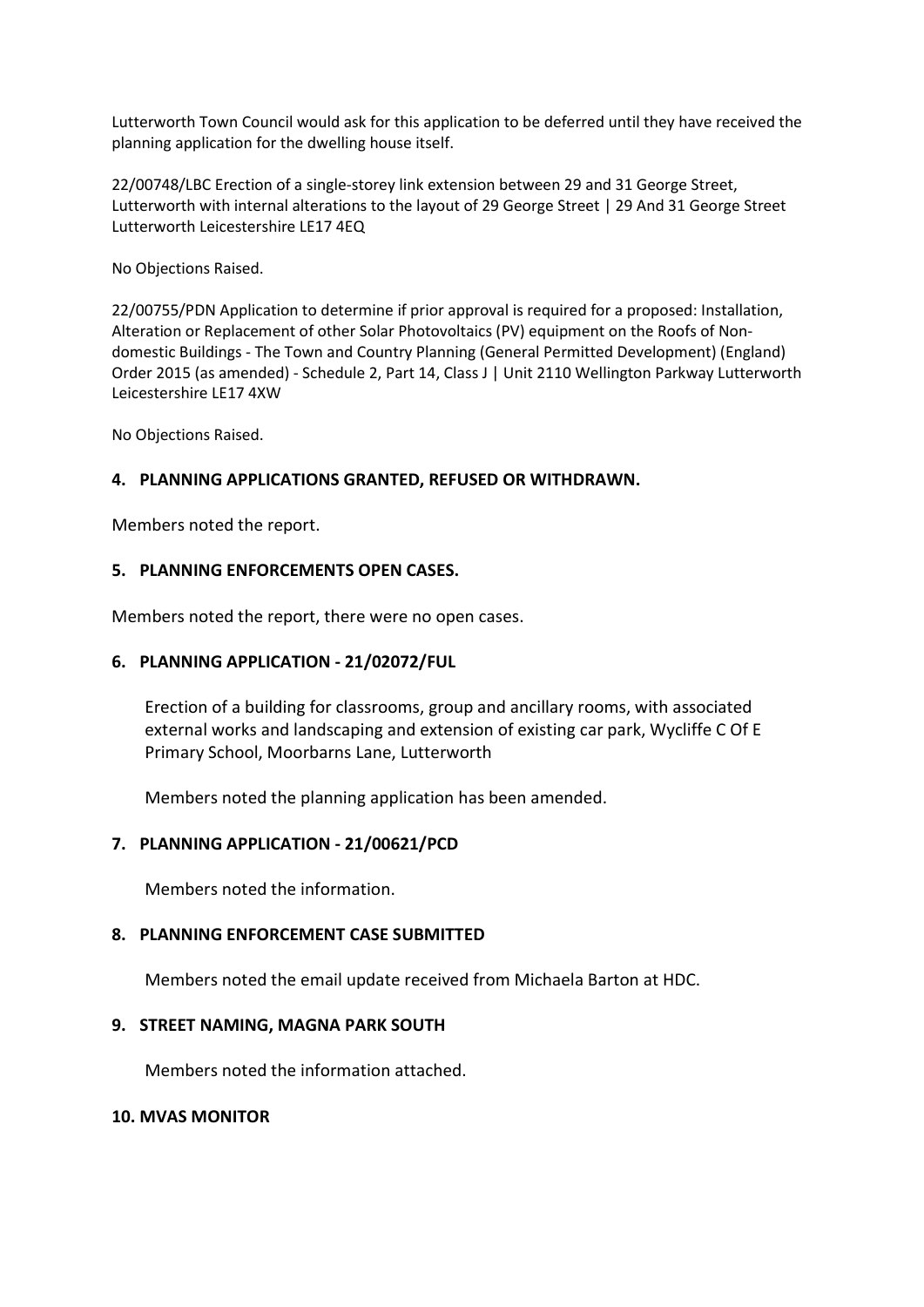Lutterworth Town Council would ask for this application to be deferred until they have received the planning application for the dwelling house itself.

22/00748/LBC Erection of a single-storey link extension between 29 and 31 George Street, Lutterworth with internal alterations to the layout of 29 George Street | 29 And 31 George Street Lutterworth Leicestershire LE17 4EQ

No Objections Raised.

22/00755/PDN Application to determine if prior approval is required for a proposed: Installation, Alteration or Replacement of other Solar Photovoltaics (PV) equipment on the Roofs of Non-domestic Buildings - The Town and Country Planning (General Permitted Development) (England) Order 2015 (as amended) - Schedule 2, Part 14, Class J | Unit 2110 Wellington Parkway Lutterworth Leicestershire LE17 4XW

No Objections Raised.

### 4. PLANNING APPLICATIONS GRANTED, REFUSED OR WITHDRAWN.

Members noted the report.

### 5. PLANNING ENFORCEMENTS OPEN CASES.

Members noted the report, there were no open cases.

### 6. PLANNING APPLICATION - 21/02072/FUL

Erection of a building for classrooms, group and ancillary rooms, with associated external works and landscaping and extension of existing car park, Wycliffe C Of E Primary School, Moorbarns Lane, Lutterworth

Members noted the planning application has been amended.

### 7. PLANNING APPLICATION - 21/00621/PCD

Members noted the information.

### 8. PLANNING ENFORCEMENT CASE SUBMITTED

Members noted the email update received from Michaela Barton at HDC.

### 9. STREET NAMING, MAGNA PARK SOUTH

Members noted the information attached.

### 10. MVAS MONITOR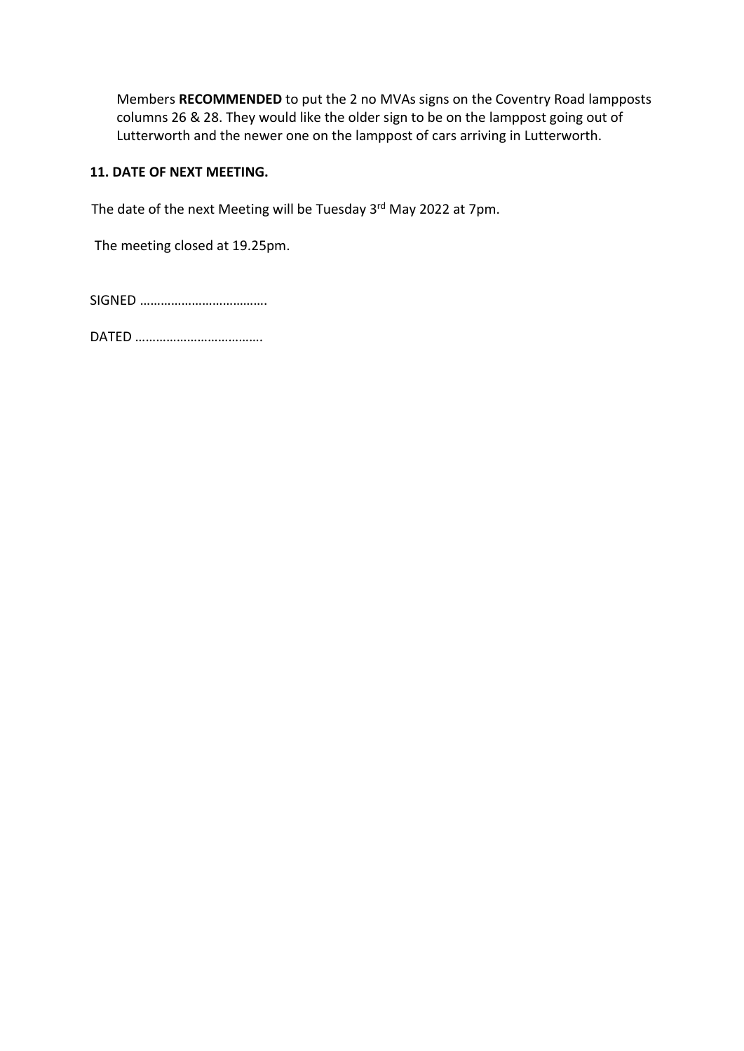Members **RECOMMENDED** to put the 2 no MVAs signs on the Coventry Road lampposts columns 26 & 28. They would like the older sign to be on the lamppost going out of Lutterworth and the newer one on the lamppost of cars arriving in Lutterworth.

**11. DATE OF NEXT MEETING.**

The date of the next Meeting will be Tuesday 3rd May 2022 at 7pm.

The meeting closed at 19.25pm.

SIGNED ……………………………….

DATED ……………………………….